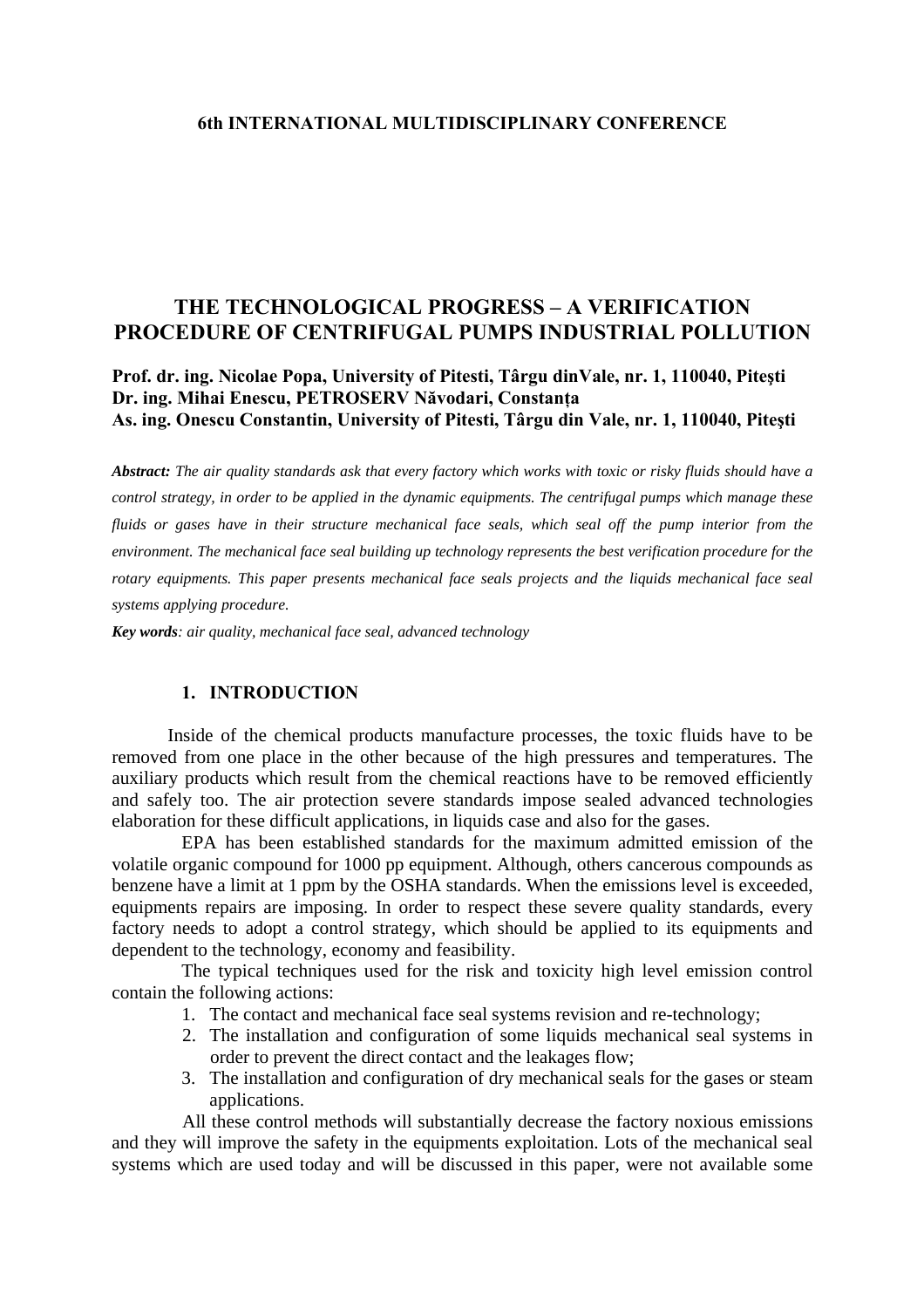**6th INTERNATIONAL MULTIDISCIPLINARY CONFERENCE**

# THE TECHNOLOGICAL PROGRESS – A VERIFICATION PROCEDURE OF CENTRIFUGAL PUMPS INDUSTRIAL POLLUTION

**Prof. dr. ing. Nicolae Popa, University of Pitesti, Târgu dinVale, nr. 1, 110040, Piteşti**
**Dr. ing. Mihai Enescu, PETROSERV Năvodari, Constanța**
**As. ing. Onescu Constantin, University of Pitesti, Târgu din Vale, nr. 1, 110040, Piteşti**

***Abstract:*** *The air quality standards ask that every factory which works with toxic or risky fluids should have a control strategy, in order to be applied in the dynamic equipments. The centrifugal pumps which manage these fluids or gases have in their structure mechanical face seals, which seal off the pump interior from the environment. The mechanical face seal building up technology represents the best verification procedure for the rotary equipments. This paper presents mechanical face seals projects and the liquids mechanical face seal systems applying procedure.*

***Key words****: air quality, mechanical face seal, advanced technology*

## 1. INTRODUCTION

Inside of the chemical products manufacture processes, the toxic fluids have to be removed from one place in the other because of the high pressures and temperatures. The auxiliary products which result from the chemical reactions have to be removed efficiently and safely too. The air protection severe standards impose sealed advanced technologies elaboration for these difficult applications, in liquids case and also for the gases.

EPA has been established standards for the maximum admitted emission of the volatile organic compound for 1000 pp equipment. Although, others cancerous compounds as benzene have a limit at 1 ppm by the OSHA standards. When the emissions level is exceeded, equipments repairs are imposing. In order to respect these severe quality standards, every factory needs to adopt a control strategy, which should be applied to its equipments and dependent to the technology, economy and feasibility.

The typical techniques used for the risk and toxicity high level emission control contain the following actions:

1. The contact and mechanical face seal systems revision and re-technology;
2. The installation and configuration of some liquids mechanical seal systems in order to prevent the direct contact and the leakages flow;
3. The installation and configuration of dry mechanical seals for the gases or steam applications.

All these control methods will substantially decrease the factory noxious emissions and they will improve the safety in the equipments exploitation. Lots of the mechanical seal systems which are used today and will be discussed in this paper, were not available some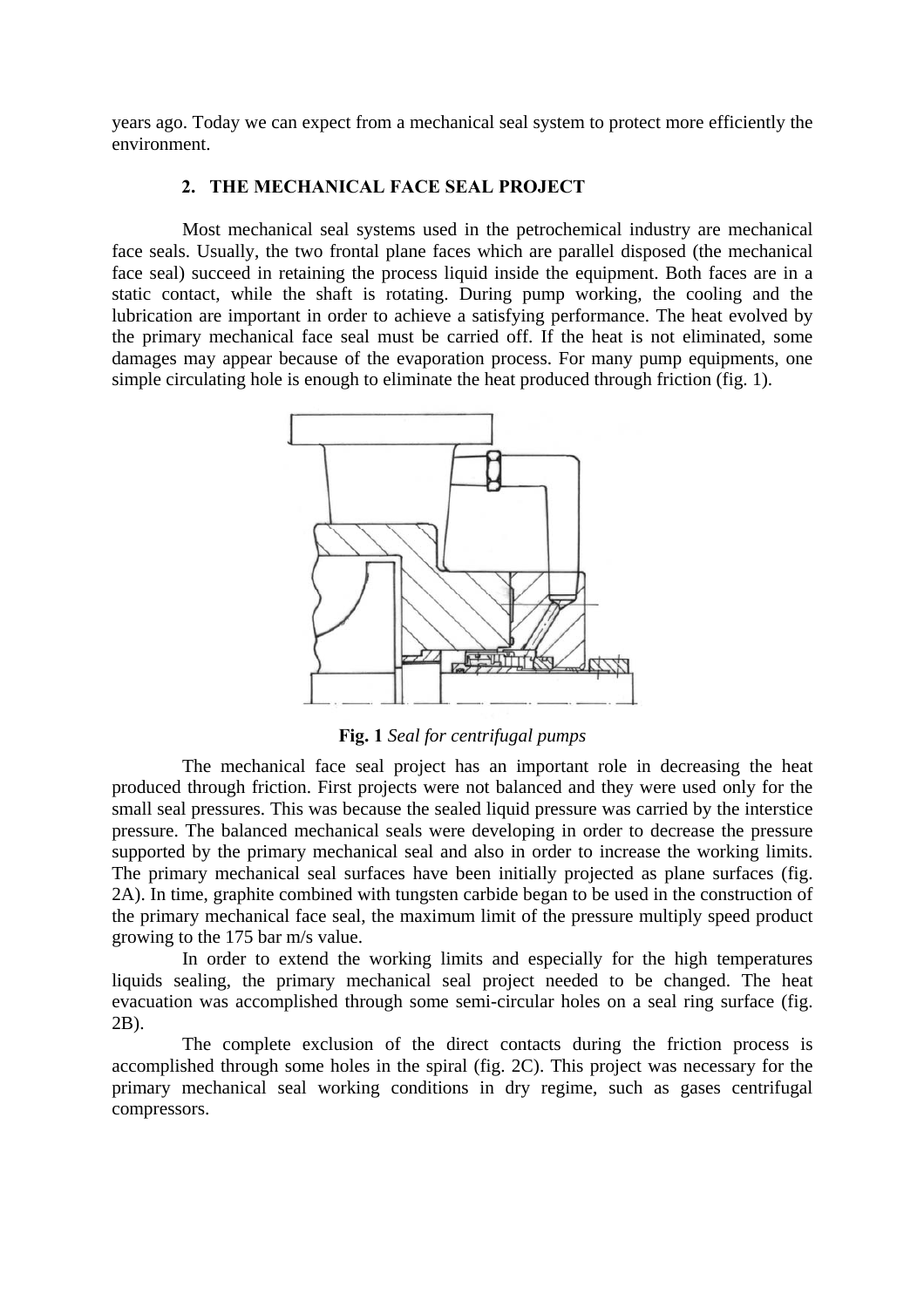years ago. Today we can expect from a mechanical seal system to protect more efficiently the environment.

## 2. THE MECHANICAL FACE SEAL PROJECT

Most mechanical seal systems used in the petrochemical industry are mechanical face seals. Usually, the two frontal plane faces which are parallel disposed (the mechanical face seal) succeed in retaining the process liquid inside the equipment. Both faces are in a static contact, while the shaft is rotating. During pump working, the cooling and the lubrication are important in order to achieve a satisfying performance. The heat evolved by the primary mechanical face seal must be carried off. If the heat is not eliminated, some damages may appear because of the evaporation process. For many pump equipments, one simple circulating hole is enough to eliminate the heat produced through friction (fig. 1).

**Fig. 1** *Seal for centrifugal pumps*

The mechanical face seal project has an important role in decreasing the heat produced through friction. First projects were not balanced and they were used only for the small seal pressures. This was because the sealed liquid pressure was carried by the interstice pressure. The balanced mechanical seals were developing in order to decrease the pressure supported by the primary mechanical seal and also in order to increase the working limits. The primary mechanical seal surfaces have been initially projected as plane surfaces (fig. 2A). In time, graphite combined with tungsten carbide began to be used in the construction of the primary mechanical face seal, the maximum limit of the pressure multiply speed product growing to the 175 bar m/s value.

In order to extend the working limits and especially for the high temperatures liquids sealing, the primary mechanical seal project needed to be changed. The heat evacuation was accomplished through some semi-circular holes on a seal ring surface (fig. 2B).

The complete exclusion of the direct contacts during the friction process is accomplished through some holes in the spiral (fig. 2C). This project was necessary for the primary mechanical seal working conditions in dry regime, such as gases centrifugal compressors.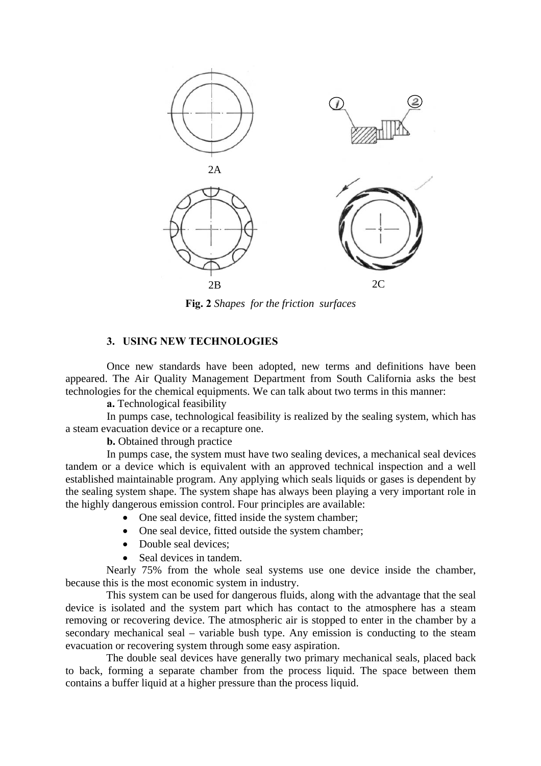2A

2B

2C

**Fig. 2** *Shapes for the friction surfaces*

## 3. USING NEW TECHNOLOGIES

Once new standards have been adopted, new terms and definitions have been appeared. The Air Quality Management Department from South California asks the best technologies for the chemical equipments. We can talk about two terms in this manner:

**a.** Technological feasibility

In pumps case, technological feasibility is realized by the sealing system, which has a steam evacuation device or a recapture one.

**b.** Obtained through practice

In pumps case, the system must have two sealing devices, a mechanical seal devices tandem or a device which is equivalent with an approved technical inspection and a well established maintainable program. Any applying which seals liquids or gases is dependent by the sealing system shape. The system shape has always been playing a very important role in the highly dangerous emission control. Four principles are available:

- One seal device, fitted inside the system chamber;
- One seal device, fitted outside the system chamber;
- Double seal devices;
- Seal devices in tandem.

Nearly 75% from the whole seal systems use one device inside the chamber, because this is the most economic system in industry.

This system can be used for dangerous fluids, along with the advantage that the seal device is isolated and the system part which has contact to the atmosphere has a steam removing or recovering device. The atmospheric air is stopped to enter in the chamber by a secondary mechanical seal – variable bush type. Any emission is conducting to the steam evacuation or recovering system through some easy aspiration.

The double seal devices have generally two primary mechanical seals, placed back to back, forming a separate chamber from the process liquid. The space between them contains a buffer liquid at a higher pressure than the process liquid.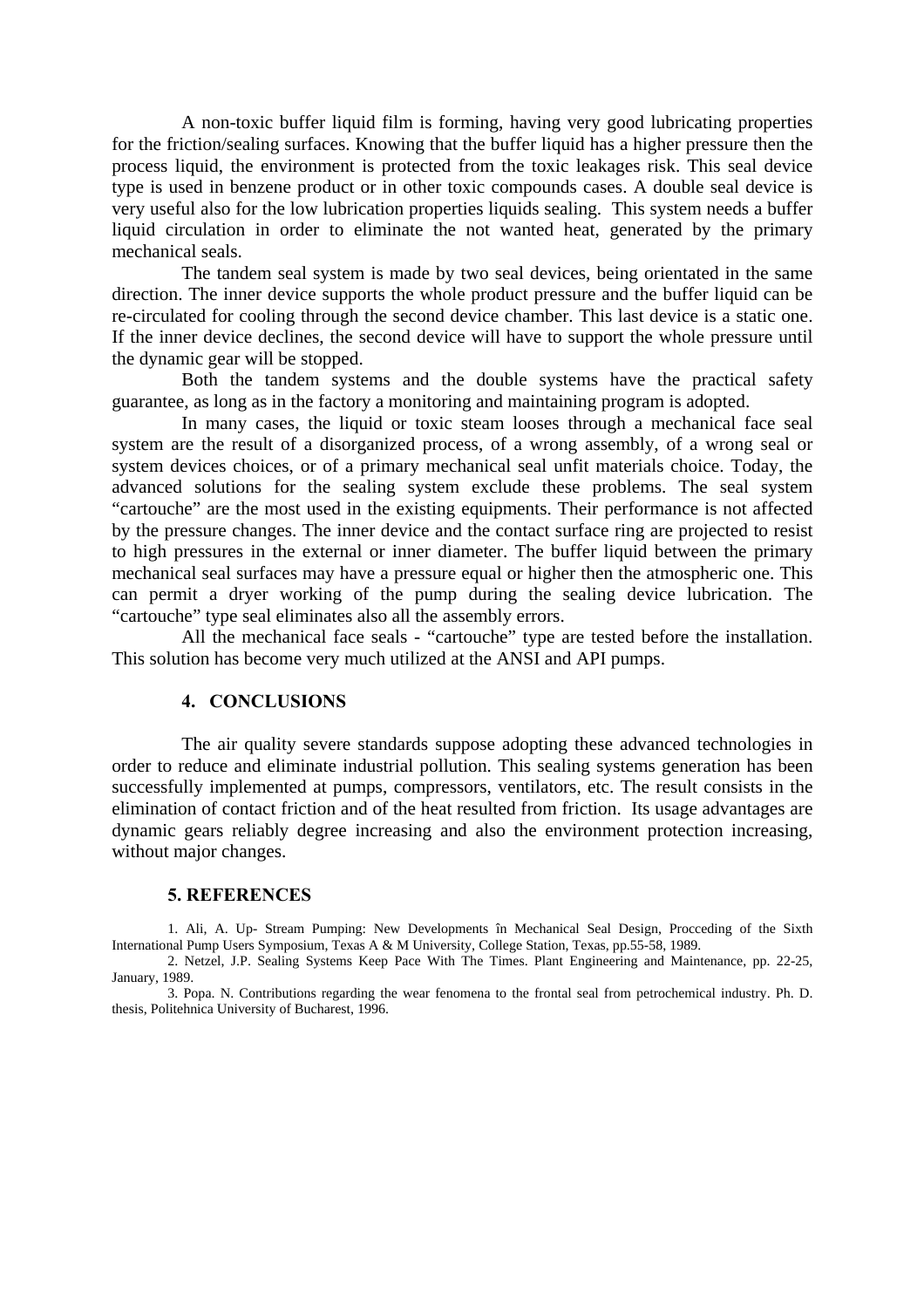A non-toxic buffer liquid film is forming, having very good lubricating properties for the friction/sealing surfaces. Knowing that the buffer liquid has a higher pressure then the process liquid, the environment is protected from the toxic leakages risk. This seal device type is used in benzene product or in other toxic compounds cases. A double seal device is very useful also for the low lubrication properties liquids sealing. This system needs a buffer liquid circulation in order to eliminate the not wanted heat, generated by the primary mechanical seals.

The tandem seal system is made by two seal devices, being orientated in the same direction. The inner device supports the whole product pressure and the buffer liquid can be re-circulated for cooling through the second device chamber. This last device is a static one. If the inner device declines, the second device will have to support the whole pressure until the dynamic gear will be stopped.

Both the tandem systems and the double systems have the practical safety guarantee, as long as in the factory a monitoring and maintaining program is adopted.

In many cases, the liquid or toxic steam looses through a mechanical face seal system are the result of a disorganized process, of a wrong assembly, of a wrong seal or system devices choices, or of a primary mechanical seal unfit materials choice. Today, the advanced solutions for the sealing system exclude these problems. The seal system "cartouche" are the most used in the existing equipments. Their performance is not affected by the pressure changes. The inner device and the contact surface ring are projected to resist to high pressures in the external or inner diameter. The buffer liquid between the primary mechanical seal surfaces may have a pressure equal or higher then the atmospheric one. This can permit a dryer working of the pump during the sealing device lubrication. The "cartouche" type seal eliminates also all the assembly errors.

All the mechanical face seals - "cartouche" type are tested before the installation. This solution has become very much utilized at the ANSI and API pumps.

## 4. CONCLUSIONS

The air quality severe standards suppose adopting these advanced technologies in order to reduce and eliminate industrial pollution. This sealing systems generation has been successfully implemented at pumps, compressors, ventilators, etc. The result consists in the elimination of contact friction and of the heat resulted from friction. Its usage advantages are dynamic gears reliably degree increasing and also the environment protection increasing, without major changes.

## 5. REFERENCES

1. Ali, A. Up- Stream Pumping: New Developments în Mechanical Seal Design, Procceding of the Sixth International Pump Users Symposium, Texas A & M University, College Station, Texas, pp.55-58, 1989.
2. Netzel, J.P. Sealing Systems Keep Pace With The Times. Plant Engineering and Maintenance, pp. 22-25, January, 1989.
3. Popa. N. Contributions regarding the wear fenomena to the frontal seal from petrochemical industry. Ph. D. thesis, Politehnica University of Bucharest, 1996.